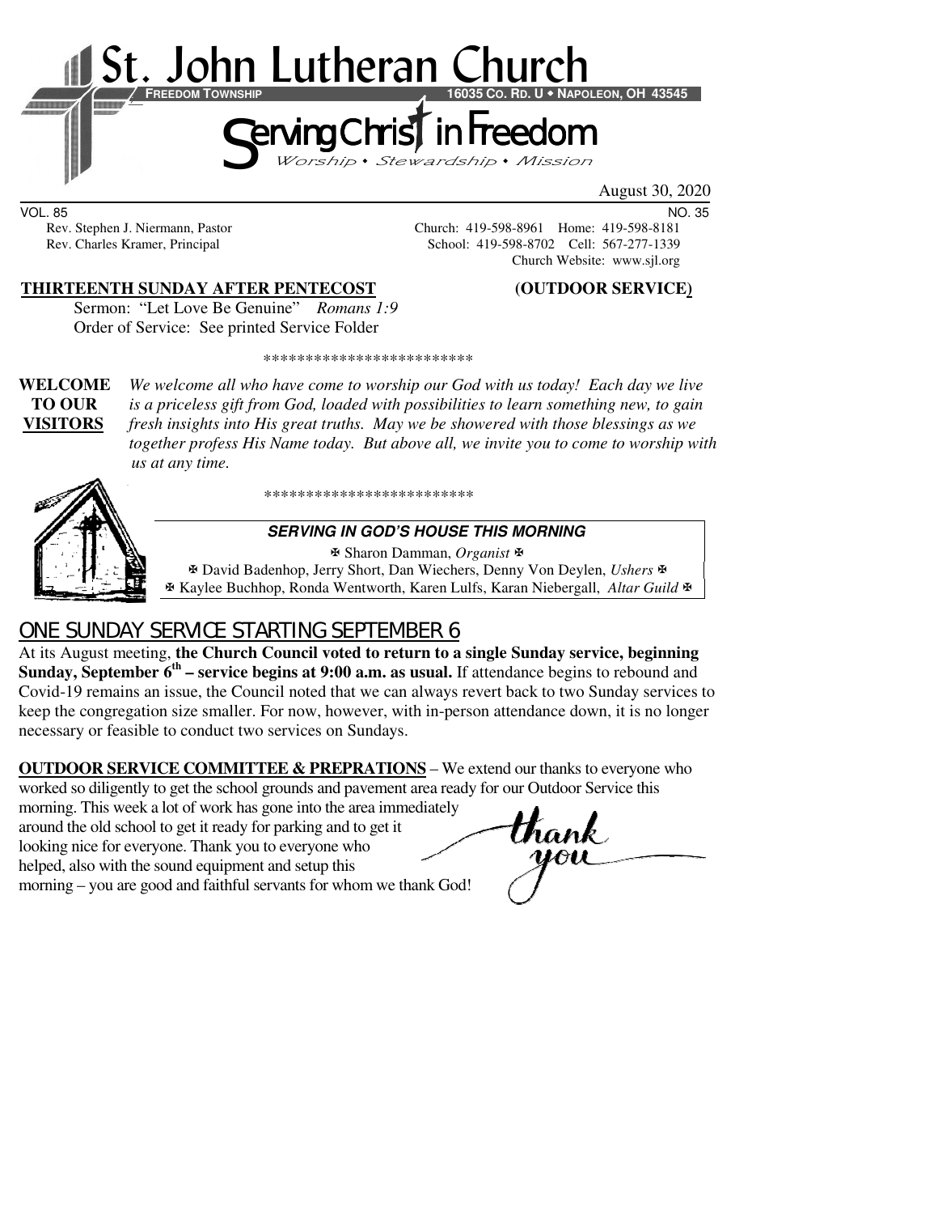# St. John Lutheran Church

**FREEDOM TOWNSHIP** **16035 CO. RD. U • NAPOLEON, OH 43545**

## Serving Christ in Freedom

*Worship • Stewardship • Mission*

August 30, 2020

VOL. 85 NO. 35

Rev. Stephen J. Niermann, Pastor — Church: 419-598-8961 Home: 419-598-8181

Rev. Charles Kramer, Principal — School: 419-598-8702 Cell: 567-277-1339

Church Website: www.sjl.org

**THIRTEENTH SUNDAY AFTER PENTECOST** **(OUTDOOR SERVICE)**

Sermon: "Let Love Be Genuine" *Romans 1:9*

Order of Service: See printed Service Folder

*************************

**WELCOME TO OUR VISITORS** *We welcome all who have come to worship our God with us today! Each day we live is a priceless gift from God, loaded with possibilities to learn something new, to gain fresh insights into His great truths. May we be showered with those blessings as we together profess His Name today. But above all, we invite you to come to worship with us at any time.*

*************************

***SERVING IN GOD'S HOUSE THIS MORNING***

✠ Sharon Damman, *Organist* ✠

✠ David Badenhop, Jerry Short, Dan Wiechers, Denny Von Deylen, *Ushers* ✠

✠ Kaylee Buchhop, Ronda Wentworth, Karen Lulfs, Karan Niebergall, *Altar Guild* ✠

## ONE SUNDAY SERVICE STARTING SEPTEMBER 6

At its August meeting, **the Church Council voted to return to a single Sunday service, beginning Sunday, September 6th – service begins at 9:00 a.m. as usual.** If attendance begins to rebound and Covid-19 remains an issue, the Council noted that we can always revert back to two Sunday services to keep the congregation size smaller. For now, however, with in-person attendance down, it is no longer necessary or feasible to conduct two services on Sundays.

**OUTDOOR SERVICE COMMITTEE & PREPRATIONS** – We extend our thanks to everyone who worked so diligently to get the school grounds and pavement area ready for our Outdoor Service this morning. This week a lot of work has gone into the area immediately around the old school to get it ready for parking and to get it looking nice for everyone. Thank you to everyone who helped, also with the sound equipment and setup this morning – you are good and faithful servants for whom we thank God!

thank you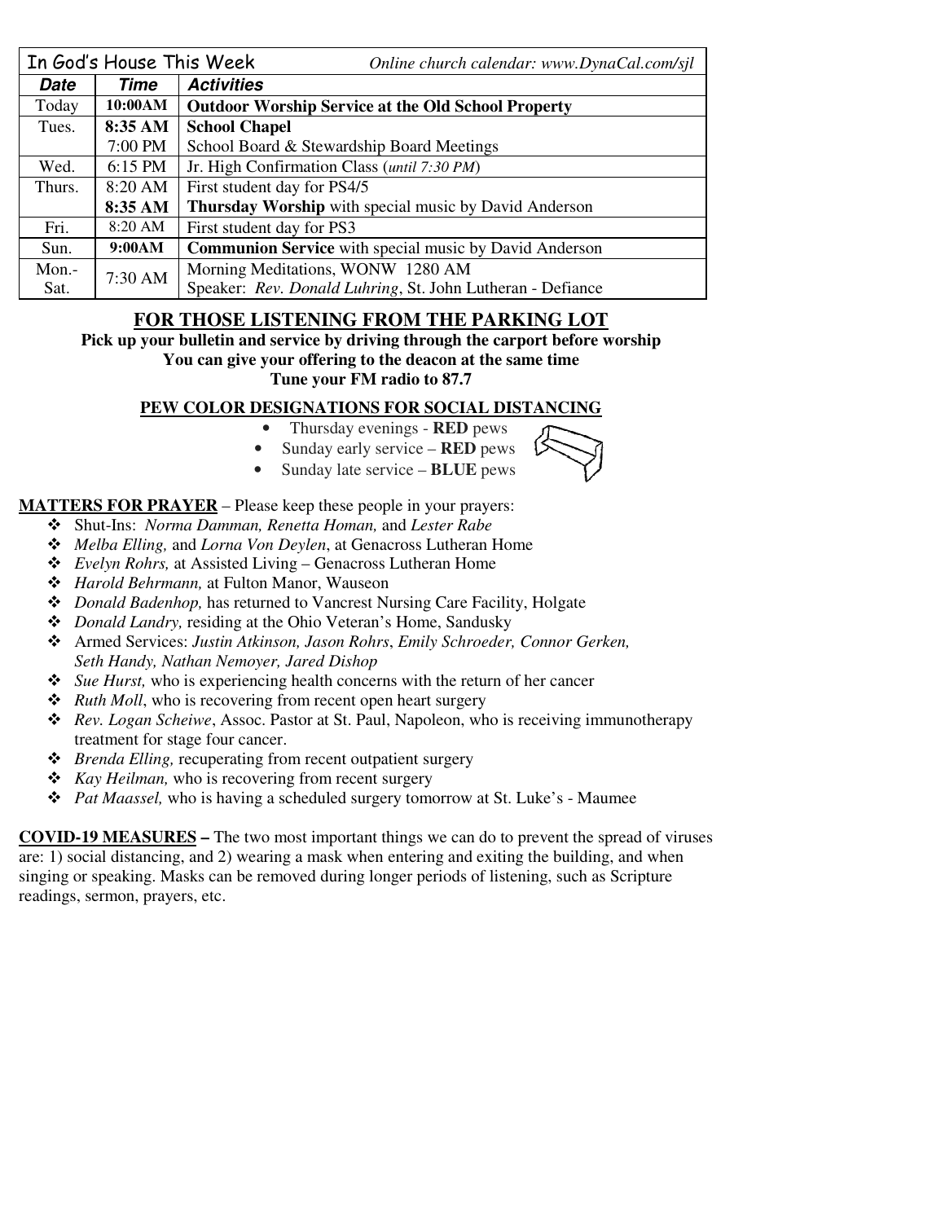| In God's House This Week | | *Online church calendar: www.DynaCal.com/sjl* |
|---|---|---|
| ***Date*** | ***Time*** | ***Activities*** |
| Today | **10:00AM** | **Outdoor Worship Service at the Old School Property** |
| Tues. | **8:35 AM** | **School Chapel** |
| | 7:00 PM | School Board & Stewardship Board Meetings |
| Wed. | 6:15 PM | Jr. High Confirmation Class (*until 7:30 PM*) |
| Thurs. | 8:20 AM | First student day for PS4/5 |
| | **8:35 AM** | **Thursday Worship** with special music by David Anderson |
| Fri. | 8:20 AM | First student day for PS3 |
| Sun. | **9:00AM** | **Communion Service** with special music by David Anderson |
| Mon.-Sat. | 7:30 AM | Morning Meditations, WONW 1280 AM<br>Speaker: *Rev. Donald Luhring*, St. John Lutheran - Defiance |

## FOR THOSE LISTENING FROM THE PARKING LOT

**Pick up your bulletin and service by driving through the carport before worship**
**You can give your offering to the deacon at the same time**
**Tune your FM radio to 87.7**

### PEW COLOR DESIGNATIONS FOR SOCIAL DISTANCING

- Thursday evenings - **RED** pews
- Sunday early service – **RED** pews
- Sunday late service – **BLUE** pews

**MATTERS FOR PRAYER** – Please keep these people in your prayers:

- Shut-Ins: *Norma Damman, Renetta Homan,* and *Lester Rabe*
- *Melba Elling,* and *Lorna Von Deylen*, at Genacross Lutheran Home
- *Evelyn Rohrs,* at Assisted Living – Genacross Lutheran Home
- *Harold Behrmann,* at Fulton Manor, Wauseon
- *Donald Badenhop,* has returned to Vancrest Nursing Care Facility, Holgate
- *Donald Landry,* residing at the Ohio Veteran's Home, Sandusky
- Armed Services: *Justin Atkinson, Jason Rohrs*, *Emily Schroeder, Connor Gerken, Seth Handy, Nathan Nemoyer, Jared Dishop*
- *Sue Hurst,* who is experiencing health concerns with the return of her cancer
- *Ruth Moll*, who is recovering from recent open heart surgery
- *Rev. Logan Scheiwe*, Assoc. Pastor at St. Paul, Napoleon, who is receiving immunotherapy treatment for stage four cancer.
- *Brenda Elling,* recuperating from recent outpatient surgery
- *Kay Heilman,* who is recovering from recent surgery
- *Pat Maassel,* who is having a scheduled surgery tomorrow at St. Luke's - Maumee

**COVID-19 MEASURES –** The two most important things we can do to prevent the spread of viruses are: 1) social distancing, and 2) wearing a mask when entering and exiting the building, and when singing or speaking. Masks can be removed during longer periods of listening, such as Scripture readings, sermon, prayers, etc.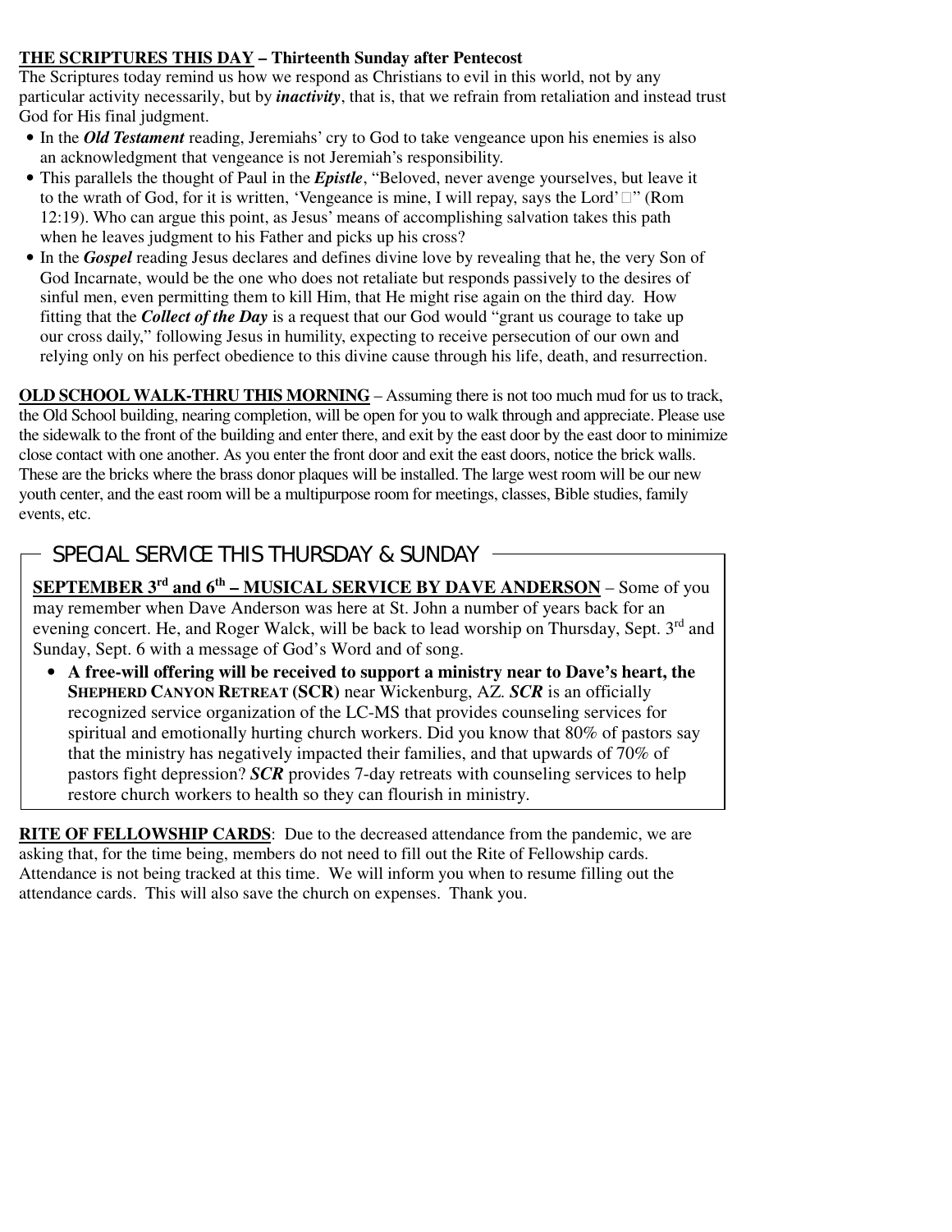**<u>THE SCRIPTURES THIS DAY</u> – Thirteenth Sunday after Pentecost**

The Scriptures today remind us how we respond as Christians to evil in this world, not by any particular activity necessarily, but by ***inactivity***, that is, that we refrain from retaliation and instead trust God for His final judgment.

- In the ***Old Testament*** reading, Jeremiahs' cry to God to take vengeance upon his enemies is also an acknowledgment that vengeance is not Jeremiah's responsibility.
- This parallels the thought of Paul in the ***Epistle***, "Beloved, never avenge yourselves, but leave it to the wrath of God, for it is written, 'Vengeance is mine, I will repay, says the Lord' " (Rom 12:19). Who can argue this point, as Jesus' means of accomplishing salvation takes this path when he leaves judgment to his Father and picks up his cross?
- In the ***Gospel*** reading Jesus declares and defines divine love by revealing that he, the very Son of God Incarnate, would be the one who does not retaliate but responds passively to the desires of sinful men, even permitting them to kill Him, that He might rise again on the third day. How fitting that the ***Collect of the Day*** is a request that our God would "grant us courage to take up our cross daily," following Jesus in humility, expecting to receive persecution of our own and relying only on his perfect obedience to this divine cause through his life, death, and resurrection.

**<u>OLD SCHOOL WALK-THRU THIS MORNING</u>** – Assuming there is not too much mud for us to track, the Old School building, nearing completion, will be open for you to walk through and appreciate. Please use the sidewalk to the front of the building and enter there, and exit by the east door by the east door to minimize close contact with one another. As you enter the front door and exit the east doors, notice the brick walls. These are the bricks where the brass donor plaques will be installed. The large west room will be our new youth center, and the east room will be a multipurpose room for meetings, classes, Bible studies, family events, etc.

## SPECIAL SERVICE THIS THURSDAY & SUNDAY

**<u>SEPTEMBER 3rd and 6th – MUSICAL SERVICE BY DAVE ANDERSON</u>** – Some of you may remember when Dave Anderson was here at St. John a number of years back for an evening concert. He, and Roger Walck, will be back to lead worship on Thursday, Sept. 3rd and Sunday, Sept. 6 with a message of God's Word and of song.

- **A free-will offering will be received to support a ministry near to Dave's heart, the SHEPHERD CANYON RETREAT (SCR)** near Wickenburg, AZ. ***SCR*** is an officially recognized service organization of the LC-MS that provides counseling services for spiritual and emotionally hurting church workers. Did you know that 80% of pastors say that the ministry has negatively impacted their families, and that upwards of 70% of pastors fight depression? ***SCR*** provides 7-day retreats with counseling services to help restore church workers to health so they can flourish in ministry.

**<u>RITE OF FELLOWSHIP CARDS</u>**: Due to the decreased attendance from the pandemic, we are asking that, for the time being, members do not need to fill out the Rite of Fellowship cards. Attendance is not being tracked at this time. We will inform you when to resume filling out the attendance cards. This will also save the church on expenses. Thank you.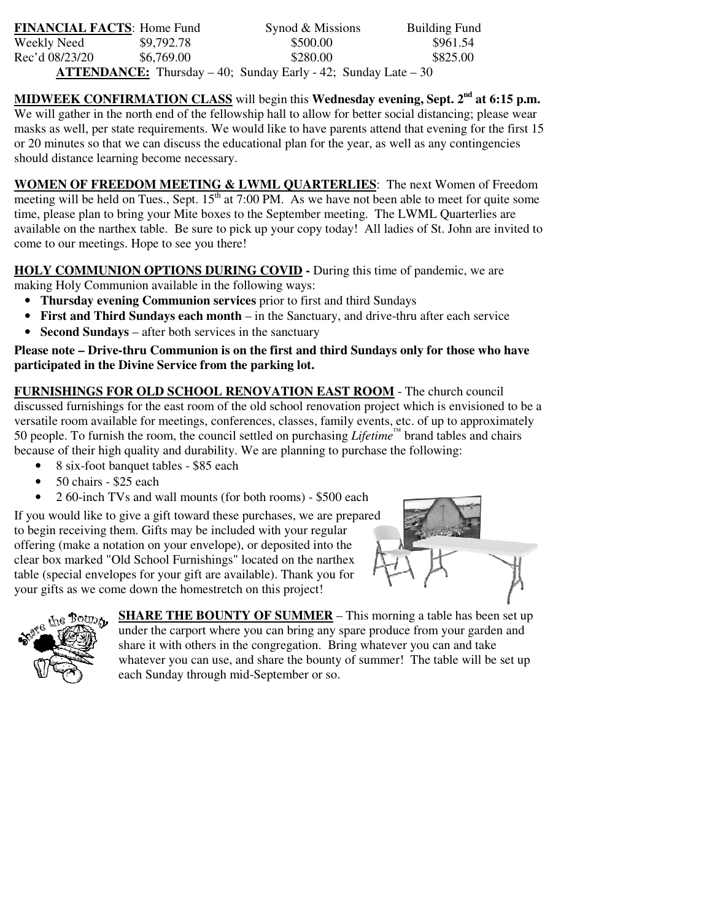| **FINANCIAL FACTS**: | Home Fund | Synod & Missions | Building Fund |
|---|---|---|---|
| Weekly Need | $9,792.78 | $500.00 | $961.54 |
| Rec'd 08/23/20 | $6,769.00 | $280.00 | $825.00 |

**ATTENDANCE:** Thursday – 40; Sunday Early - 42; Sunday Late – 30

**MIDWEEK CONFIRMATION CLASS** will begin this **Wednesday evening, Sept. 2nd at 6:15 p.m.** We will gather in the north end of the fellowship hall to allow for better social distancing; please wear masks as well, per state requirements. We would like to have parents attend that evening for the first 15 or 20 minutes so that we can discuss the educational plan for the year, as well as any contingencies should distance learning become necessary.

**WOMEN OF FREEDOM MEETING & LWML QUARTERLIES**: The next Women of Freedom meeting will be held on Tues., Sept. 15th at 7:00 PM. As we have not been able to meet for quite some time, please plan to bring your Mite boxes to the September meeting. The LWML Quarterlies are available on the narthex table. Be sure to pick up your copy today! All ladies of St. John are invited to come to our meetings. Hope to see you there!

**HOLY COMMUNION OPTIONS DURING COVID -** During this time of pandemic, we are making Holy Communion available in the following ways:

- **Thursday evening Communion services** prior to first and third Sundays
- **First and Third Sundays each month** – in the Sanctuary, and drive-thru after each service
- **Second Sundays** – after both services in the sanctuary

**Please note – Drive-thru Communion is on the first and third Sundays only for those who have participated in the Divine Service from the parking lot.**

**FURNISHINGS FOR OLD SCHOOL RENOVATION EAST ROOM** - The church council discussed furnishings for the east room of the old school renovation project which is envisioned to be a versatile room available for meetings, conferences, classes, family events, etc. of up to approximately 50 people. To furnish the room, the council settled on purchasing *Lifetime*™ brand tables and chairs because of their high quality and durability. We are planning to purchase the following:

- 8 six-foot banquet tables - $85 each
- 50 chairs - $25 each
- 2 60-inch TVs and wall mounts (for both rooms) - $500 each

If you would like to give a gift toward these purchases, we are prepared to begin receiving them. Gifts may be included with your regular offering (make a notation on your envelope), or deposited into the clear box marked "Old School Furnishings" located on the narthex table (special envelopes for your gift are available). Thank you for your gifts as we come down the homestretch on this project!

**SHARE THE BOUNTY OF SUMMER** – This morning a table has been set up under the carport where you can bring any spare produce from your garden and share it with others in the congregation. Bring whatever you can and take whatever you can use, and share the bounty of summer! The table will be set up each Sunday through mid-September or so.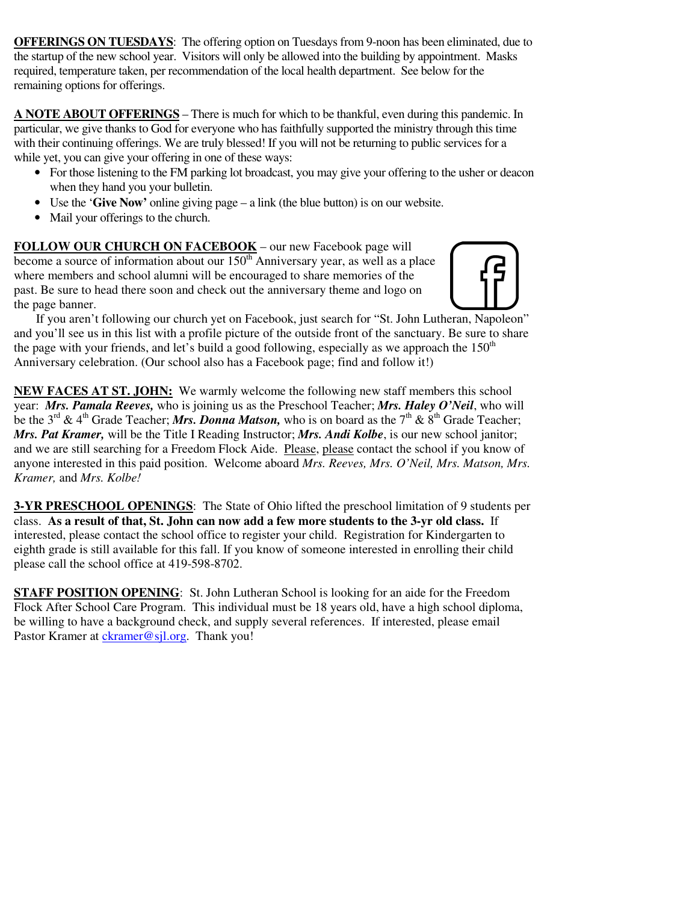**OFFERINGS ON TUESDAYS**: The offering option on Tuesdays from 9-noon has been eliminated, due to the startup of the new school year. Visitors will only be allowed into the building by appointment. Masks required, temperature taken, per recommendation of the local health department. See below for the remaining options for offerings.

**A NOTE ABOUT OFFERINGS** – There is much for which to be thankful, even during this pandemic. In particular, we give thanks to God for everyone who has faithfully supported the ministry through this time with their continuing offerings. We are truly blessed! If you will not be returning to public services for a while yet, you can give your offering in one of these ways:

- For those listening to the FM parking lot broadcast, you may give your offering to the usher or deacon when they hand you your bulletin.
- Use the '**Give Now'** online giving page – a link (the blue button) is on our website.
- Mail your offerings to the church.

**FOLLOW OUR CHURCH ON FACEBOOK** – our new Facebook page will become a source of information about our 150th Anniversary year, as well as a place where members and school alumni will be encouraged to share memories of the past. Be sure to head there soon and check out the anniversary theme and logo on the page banner.

If you aren't following our church yet on Facebook, just search for "St. John Lutheran, Napoleon" and you'll see us in this list with a profile picture of the outside front of the sanctuary. Be sure to share the page with your friends, and let's build a good following, especially as we approach the 150th Anniversary celebration. (Our school also has a Facebook page; find and follow it!)

**NEW FACES AT ST. JOHN:** We warmly welcome the following new staff members this school year: ***Mrs. Pamala Reeves,*** who is joining us as the Preschool Teacher; ***Mrs. Haley O'Neil***, who will be the 3rd & 4th Grade Teacher; ***Mrs. Donna Matson,*** who is on board as the 7th & 8th Grade Teacher; ***Mrs. Pat Kramer,*** will be the Title I Reading Instructor; ***Mrs. Andi Kolbe***, is our new school janitor; and we are still searching for a Freedom Flock Aide. Please, please contact the school if you know of anyone interested in this paid position. Welcome aboard *Mrs. Reeves, Mrs. O'Neil, Mrs. Matson, Mrs. Kramer,* and *Mrs. Kolbe!*

**3-YR PRESCHOOL OPENINGS**: The State of Ohio lifted the preschool limitation of 9 students per class. **As a result of that, St. John can now add a few more students to the 3-yr old class.** If interested, please contact the school office to register your child. Registration for Kindergarten to eighth grade is still available for this fall. If you know of someone interested in enrolling their child please call the school office at 419-598-8702.

**STAFF POSITION OPENING**: St. John Lutheran School is looking for an aide for the Freedom Flock After School Care Program. This individual must be 18 years old, have a high school diploma, be willing to have a background check, and supply several references. If interested, please email Pastor Kramer at ckramer@sjl.org. Thank you!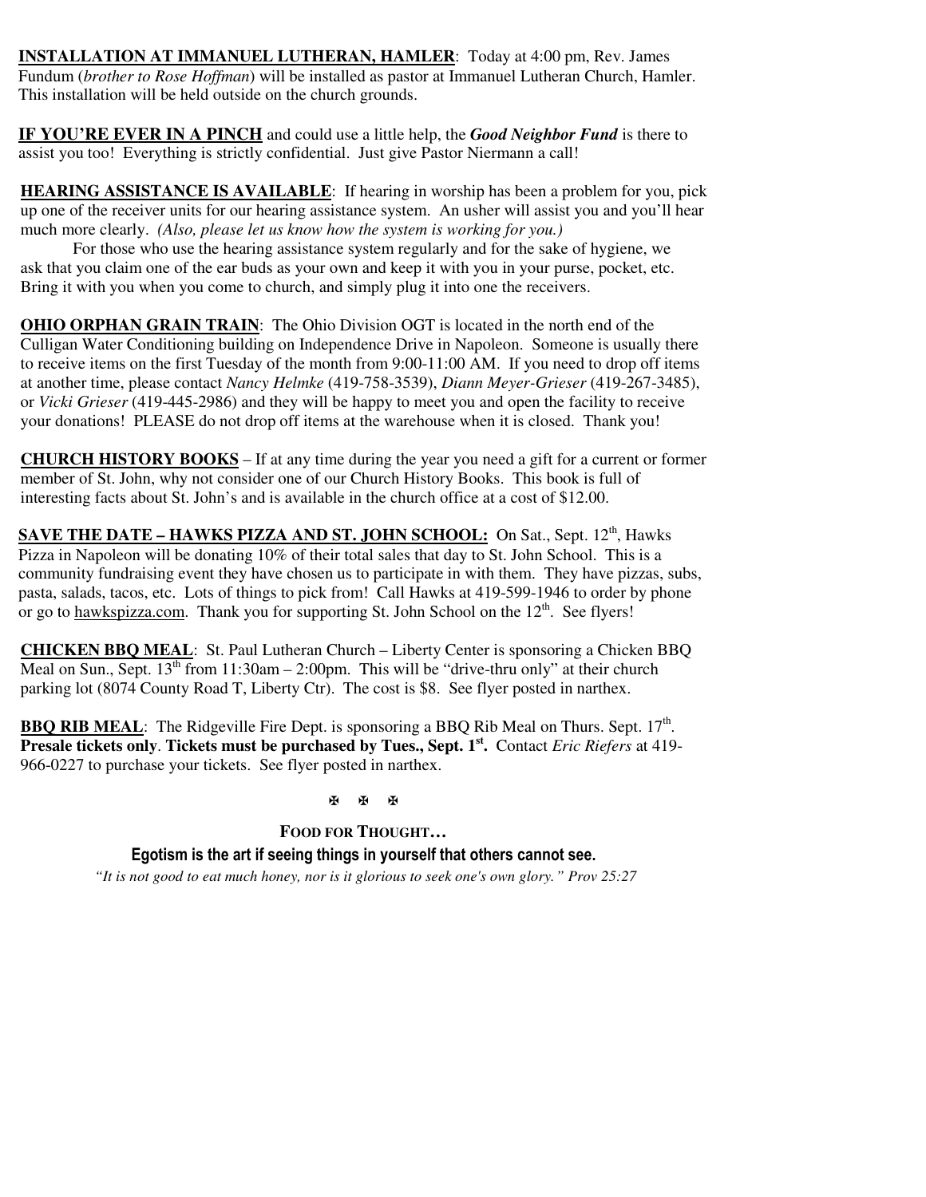**<u>INSTALLATION AT IMMANUEL LUTHERAN, HAMLER</u>**: Today at 4:00 pm, Rev. James Fundum (*brother to Rose Hoffman*) will be installed as pastor at Immanuel Lutheran Church, Hamler. This installation will be held outside on the church grounds.

**<u>IF YOU'RE EVER IN A PINCH</u>** and could use a little help, the ***Good Neighbor Fund*** is there to assist you too! Everything is strictly confidential. Just give Pastor Niermann a call!

**<u>HEARING ASSISTANCE IS AVAILABLE</u>**: If hearing in worship has been a problem for you, pick up one of the receiver units for our hearing assistance system. An usher will assist you and you'll hear much more clearly. *(Also, please let us know how the system is working for you.)*

For those who use the hearing assistance system regularly and for the sake of hygiene, we ask that you claim one of the ear buds as your own and keep it with you in your purse, pocket, etc. Bring it with you when you come to church, and simply plug it into one the receivers.

**<u>OHIO ORPHAN GRAIN TRAIN</u>**: The Ohio Division OGT is located in the north end of the Culligan Water Conditioning building on Independence Drive in Napoleon. Someone is usually there to receive items on the first Tuesday of the month from 9:00-11:00 AM. If you need to drop off items at another time, please contact *Nancy Helmke* (419-758-3539), *Diann Meyer-Grieser* (419-267-3485), or *Vicki Grieser* (419-445-2986) and they will be happy to meet you and open the facility to receive your donations! PLEASE do not drop off items at the warehouse when it is closed. Thank you!

**<u>CHURCH HISTORY BOOKS</u>** – If at any time during the year you need a gift for a current or former member of St. John, why not consider one of our Church History Books. This book is full of interesting facts about St. John's and is available in the church office at a cost of $12.00.

**<u>SAVE THE DATE – HAWKS PIZZA AND ST. JOHN SCHOOL:</u>** On Sat., Sept. 12th, Hawks Pizza in Napoleon will be donating 10% of their total sales that day to St. John School. This is a community fundraising event they have chosen us to participate in with them. They have pizzas, subs, pasta, salads, tacos, etc. Lots of things to pick from! Call Hawks at 419-599-1946 to order by phone or go to <u>hawkspizza.com</u>. Thank you for supporting St. John School on the 12th. See flyers!

**<u>CHICKEN BBQ MEAL</u>**: St. Paul Lutheran Church – Liberty Center is sponsoring a Chicken BBQ Meal on Sun., Sept. 13th from 11:30am – 2:00pm. This will be "drive-thru only" at their church parking lot (8074 County Road T, Liberty Ctr). The cost is $8. See flyer posted in narthex.

**<u>BBQ RIB MEAL</u>**: The Ridgeville Fire Dept. is sponsoring a BBQ Rib Meal on Thurs. Sept. 17th. **Presale tickets only**. **Tickets must be purchased by Tues., Sept. 1st.** Contact *Eric Riefers* at 419-966-0227 to purchase your tickets. See flyer posted in narthex.

✠ ✠ ✠

**FOOD FOR THOUGHT…**

**Egotism is the art if seeing things in yourself that others cannot see.**

*"It is not good to eat much honey, nor is it glorious to seek one's own glory." Prov 25:27*